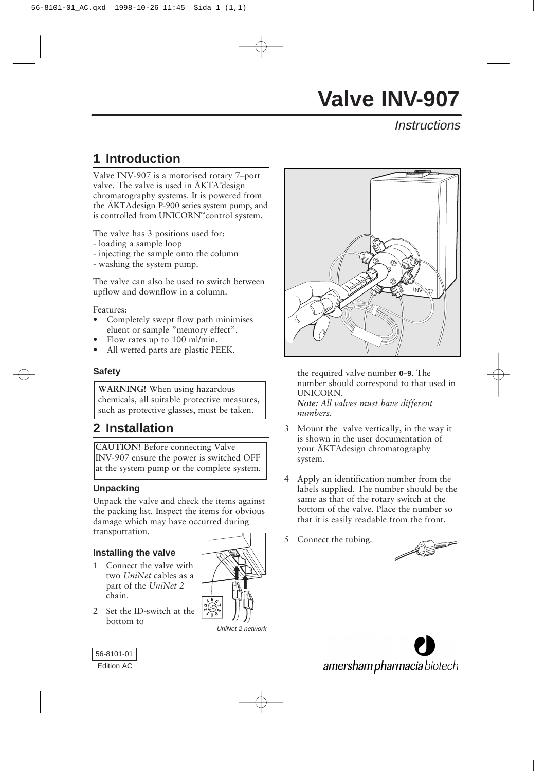# Valve INV-907

*Instructions*

## 1 Introduction

Valve INV-907 is a motorised rotary 7–port valve. The valve is used in ÄKTA™design chromatography systems. It is powered from the ÄKTAdesign P-900 series system pump, and is controlled from UNICORN™ control system.

The valve has 3 positions used for:
- loading a sample loop
- injecting the sample onto the column
- washing the system pump.

The valve can also be used to switch between upflow and downflow in a column.

Features:
- Completely swept flow path minimises eluent or sample "memory effect".
- Flow rates up to 100 ml/min.
- All wetted parts are plastic PEEK.

### Safety

**WARNING!** When using hazardous chemicals, all suitable protective measures, such as protective glasses, must be taken.

## 2 Installation

**CAUTION!** Before connecting Valve INV-907 ensure the power is switched OFF at the system pump or the complete system.

### Unpacking

Unpack the valve and check the items against the packing list. Inspect the items for obvious damage which may have occurred during transportation.

### Installing the valve

1 Connect the valve with two *UniNet* cables as a part of the *UniNet 2* chain.

2 Set the ID-switch at the bottom to the required valve number **0–9**. The number should correspond to that used in UNICORN.
*Note: All valves must have different numbers.*

*UniNet 2 network*

3 Mount the valve vertically, in the way it is shown in the user documentation of your ÄKTAdesign chromatography system.

4 Apply an identification number from the labels supplied. The number should be the same as that of the rotary switch at the bottom of the valve. Place the number so that it is easily readable from the front.

5 Connect the tubing.

56-8101-01

Edition AC

amersham pharmacia biotech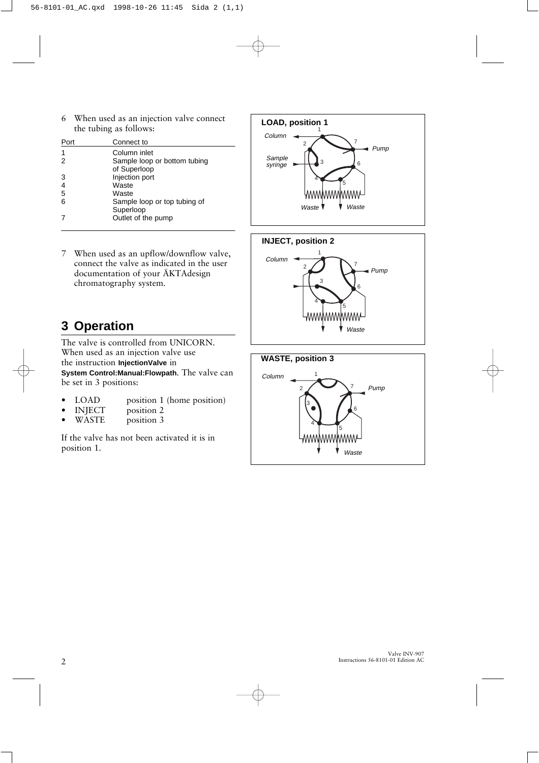6 When used as an injection valve connect the tubing as follows:

| Port | Connect to |
|---|---|
| 1 | Column inlet |
| 2 | Sample loop or bottom tubing of Superloop |
| 3 | Injection port |
| 4 | Waste |
| 5 | Waste |
| 6 | Sample loop or top tubing of Superloop |
| 7 | Outlet of the pump |

7 When used as an upflow/downflow valve, connect the valve as indicated in the user documentation of your ÄKTAdesign chromatography system.

LOAD, position 1

Column
1
2
7
Pump
Sample syringe
3
6
4
5
Waste
Waste

INJECT, position 2

Column
1
2
7
Pump
3
6
4
5
Waste

WASTE, position 3

Column
1
2
7
Pump
3
6
4
5
Waste

# 3 Operation

The valve is controlled from UNICORN. When used as an injection valve use the instruction **InjectionValve** in **System Control:Manual:Flowpath**. The valve can be set in 3 positions:

- LOAD position 1 (home position)
- INJECT position 2
- WASTE position 3

If the valve has not been activated it is in position 1.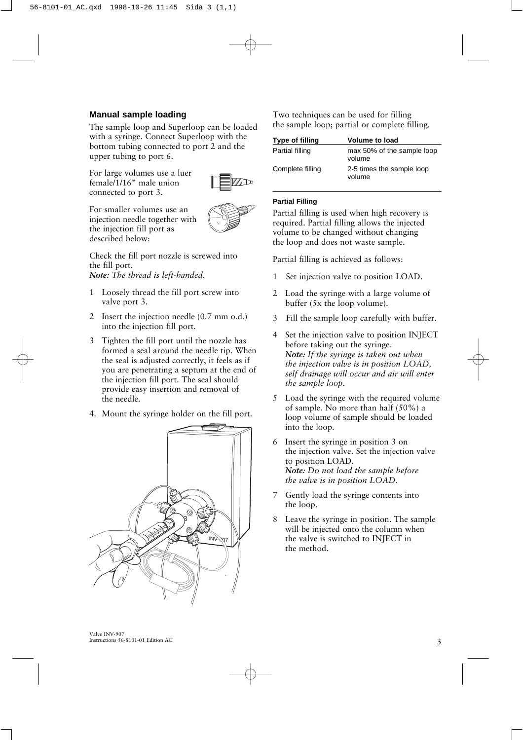## Manual sample loading

The sample loop and Superloop can be loaded with a syringe. Connect Superloop with the bottom tubing connected to port 2 and the upper tubing to port 6.

For large volumes use a luer female/1/16” male union connected to port 3.

For smaller volumes use an injection needle together with the injection fill port as described below:

Check the fill port nozzle is screwed into the fill port.
***Note:** The thread is left-handed.*

1 Loosely thread the fill port screw into valve port 3.

2 Insert the injection needle (0.7 mm o.d.) into the injection fill port.

3 Tighten the fill port until the nozzle has formed a seal around the needle tip. When the seal is adjusted correctly, it feels as if you are penetrating a septum at the end of the injection fill port. The seal should provide easy insertion and removal of the needle.

4. Mount the syringe holder on the fill port.

INV-907

Two techniques can be used for filling the sample loop; partial or complete filling.

| Type of filling | Volume to load |
|---|---|
| Partial filling | max 50% of the sample loop volume |
| Complete filling | 2-5 times the sample loop volume |

#### Partial Filling

Partial filling is used when high recovery is required. Partial filling allows the injected volume to be changed without changing the loop and does not waste sample.

Partial filling is achieved as follows:

1 Set injection valve to position LOAD.

2 Load the syringe with a large volume of buffer (5x the loop volume).

3 Fill the sample loop carefully with buffer.

4 Set the injection valve to position INJECT before taking out the syringe.
***Note:** If the syringe is taken out when the injection valve is in position LOAD, self drainage will occur and air will enter the sample loop.*

5 Load the syringe with the required volume of sample. No more than half (50%) a loop volume of sample should be loaded into the loop.

6 Insert the syringe in position 3 on the injection valve. Set the injection valve to position LOAD.
***Note:** Do not load the sample before the valve is in position LOAD.*

7 Gently load the syringe contents into the loop.

8 Leave the syringe in position. The sample will be injected onto the column when the valve is switched to INJECT in the method.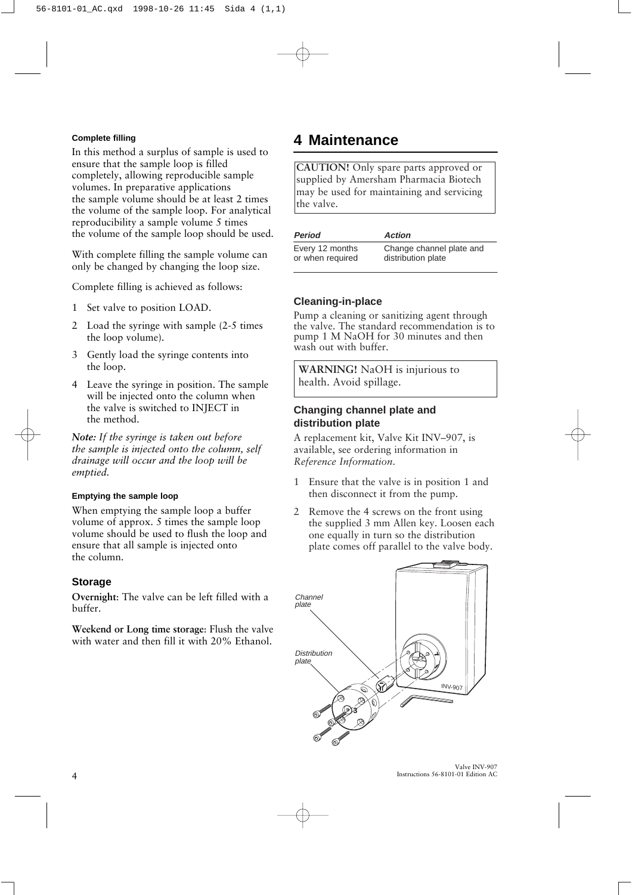#### Complete filling

In this method a surplus of sample is used to ensure that the sample loop is filled completely, allowing reproducible sample volumes. In preparative applications the sample volume should be at least 2 times the volume of the sample loop. For analytical reproducibility a sample volume 5 times the volume of the sample loop should be used.

With complete filling the sample volume can only be changed by changing the loop size.

Complete filling is achieved as follows:

1. Set valve to position LOAD.
2. Load the syringe with sample (2-5 times the loop volume).
3. Gently load the syringe contents into the loop.
4. Leave the syringe in position. The sample will be injected onto the column when the valve is switched to INJECT in the method.

***Note:*** *If the syringe is taken out before the sample is injected onto the column, self drainage will occur and the loop will be emptied.*

#### Emptying the sample loop

When emptying the sample loop a buffer volume of approx. 5 times the sample loop volume should be used to flush the loop and ensure that all sample is injected onto the column.

### Storage

**Overnight**: The valve can be left filled with a buffer.

**Weekend or Long time storage**: Flush the valve with water and then fill it with 20% Ethanol.

# 4 Maintenance

**CAUTION!** Only spare parts approved or supplied by Amersham Pharmacia Biotech may be used for maintaining and servicing the valve.

| *Period* | *Action* |
|---|---|
| Every 12 months or when required | Change channel plate and distribution plate |

### Cleaning-in-place

Pump a cleaning or sanitizing agent through the valve. The standard recommendation is to pump 1 M NaOH for 30 minutes and then wash out with buffer.

**WARNING!** NaOH is injurious to health. Avoid spillage.

### Changing channel plate and distribution plate

A replacement kit, Valve Kit INV–907, is available, see ordering information in *Reference Information*.

1. Ensure that the valve is in position 1 and then disconnect it from the pump.
2. Remove the 4 screws on the front using the supplied 3 mm Allen key. Loosen each one equally in turn so the distribution plate comes off parallel to the valve body.

Channel plate

Distribution plate

INV-907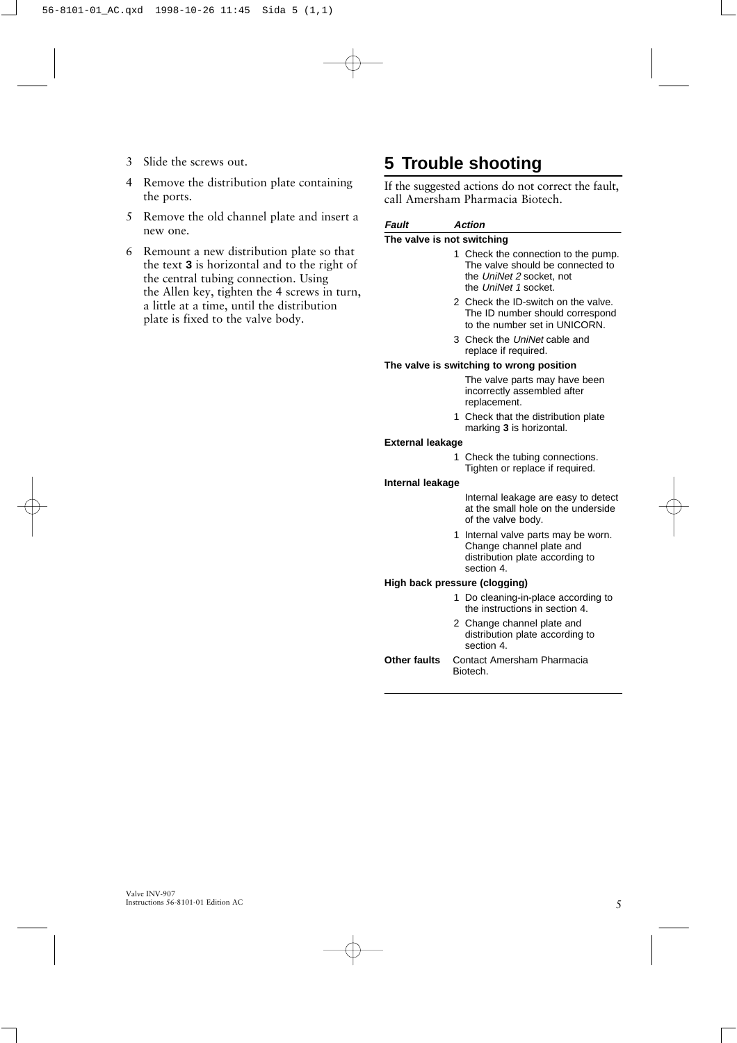3 Slide the screws out.

4 Remove the distribution plate containing the ports.

5 Remove the old channel plate and insert a new one.

6 Remount a new distribution plate so that the text **3** is horizontal and to the right of the central tubing connection. Using the Allen key, tighten the 4 screws in turn, a little at a time, until the distribution plate is fixed to the valve body.

# 5 Trouble shooting

If the suggested actions do not correct the fault, call Amersham Pharmacia Biotech.

| ***Fault*** | ***Action*** |
|---|---|
| **The valve is not switching** | |
| | 1 Check the connection to the pump. The valve should be connected to the *UniNet 2* socket, not the *UniNet 1* socket. |
| | 2 Check the ID-switch on the valve. The ID number should correspond to the number set in UNICORN. |
| | 3 Check the *UniNet* cable and replace if required. |
| **The valve is switching to wrong position** | |
| | The valve parts may have been incorrectly assembled after replacement. |
| | 1 Check that the distribution plate marking **3** is horizontal. |
| **External leakage** | |
| | 1 Check the tubing connections. Tighten or replace if required. |
| **Internal leakage** | |
| | Internal leakage are easy to detect at the small hole on the underside of the valve body. |
| | 1 Internal valve parts may be worn. Change channel plate and distribution plate according to section 4. |
| **High back pressure (clogging)** | |
| | 1 Do cleaning-in-place according to the instructions in section 4. |
| | 2 Change channel plate and distribution plate according to section 4. |
| **Other faults** | Contact Amersham Pharmacia Biotech. |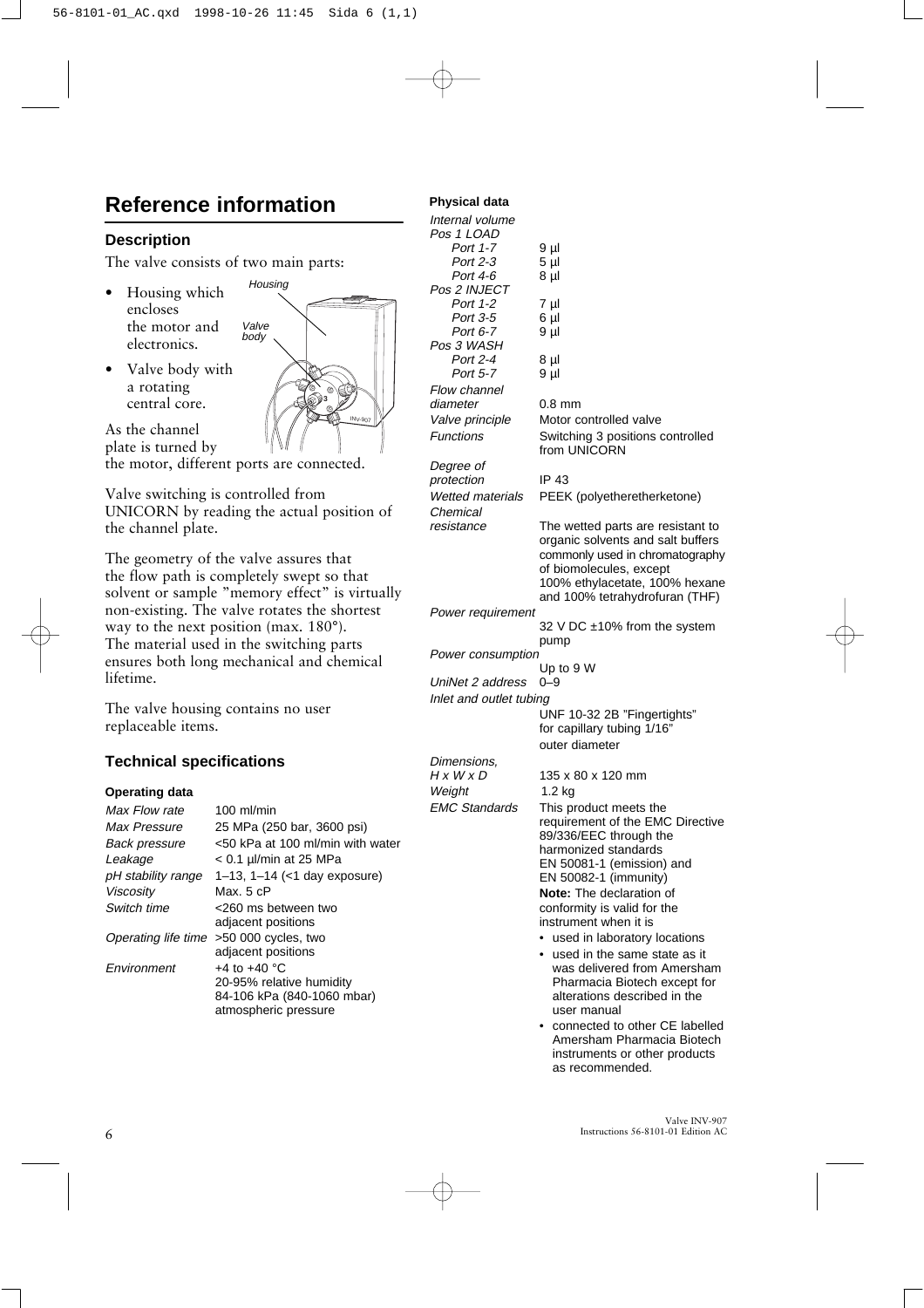# Reference information

## Description

The valve consists of two main parts:

- Housing which encloses the motor and electronics.
- Valve body with a rotating central core.

Housing

Valve body

INV-907

As the channel plate is turned by the motor, different ports are connected.

Valve switching is controlled from UNICORN by reading the actual position of the channel plate.

The geometry of the valve assures that the flow path is completely swept so that solvent or sample "memory effect" is virtually non-existing. The valve rotates the shortest way to the next position (max. 180°). The material used in the switching parts ensures both long mechanical and chemical lifetime.

The valve housing contains no user replaceable items.

## Technical specifications

### Operating data

| | |
|---|---|
| *Max Flow rate* | 100 ml/min |
| *Max Pressure* | 25 MPa (250 bar, 3600 psi) |
| *Back pressure* | <50 kPa at 100 ml/min with water |
| *Leakage* | < 0.1 µl/min at 25 MPa |
| *pH stability range* | 1–13, 1–14 (<1 day exposure) |
| *Viscosity* | Max. 5 cP |
| *Switch time* | <260 ms between two adjacent positions |
| *Operating life time* | >50 000 cycles, two adjacent positions |
| *Environment* | +4 to +40 °C<br>20-95% relative humidity<br>84-106 kPa (840-1060 mbar) atmospheric pressure |

### Physical data

| | |
|---|---|
| *Internal volume* | |
| *Pos 1 LOAD* | |
| *Port 1-7* | 9 µl |
| *Port 2-3* | 5 µl |
| *Port 4-6* | 8 µl |
| *Pos 2 INJECT* | |
| *Port 1-2* | 7 µl |
| *Port 3-5* | 6 µl |
| *Port 6-7* | 9 µl |
| *Pos 3 WASH* | |
| *Port 2-4* | 8 µl |
| *Port 5-7* | 9 µl |
| *Flow channel diameter* | 0.8 mm |
| *Valve principle* | Motor controlled valve |
| *Functions* | Switching 3 positions controlled from UNICORN |
| *Degree of protection* | IP 43 |
| *Wetted materials* | PEEK (polyetheretherketone) |
| *Chemical resistance* | The wetted parts are resistant to organic solvents and salt buffers commonly used in chromatography of biomolecules, except 100% ethylacetate, 100% hexane and 100% tetrahydrofuran (THF) |
| *Power requirement* | 32 V DC ±10% from the system pump |
| *Power consumption* | Up to 9 W |
| *UniNet 2 address* | 0–9 |
| *Inlet and outlet tubing* | UNF 10-32 2B "Fingertights" for capillary tubing 1/16" outer diameter |
| *Dimensions, H x W x D* | 135 x 80 x 120 mm |
| *Weight* | 1.2 kg |
| *EMC Standards* | This product meets the requirement of the EMC Directive 89/336/EEC through the harmonized standards EN 50081-1 (emission) and EN 50082-1 (immunity) |

**Note:** The declaration of conformity is valid for the instrument when it is

- used in laboratory locations
- used in the same state as it was delivered from Amersham Pharmacia Biotech except for alterations described in the user manual
- connected to other CE labelled Amersham Pharmacia Biotech instruments or other products as recommended.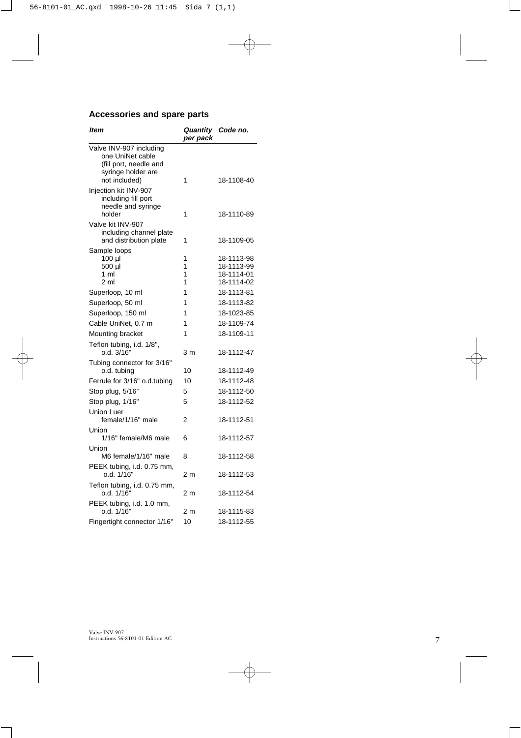## Accessories and spare parts

| *Item* | *Quantity per pack* | *Code no.* |
|---|---|---|
| Valve INV-907 including one UniNet cable (fill port, needle and syringe holder are not included) | 1 | 18-1108-40 |
| Injection kit INV-907 including fill port needle and syringe holder | 1 | 18-1110-89 |
| Valve kit INV-907 including channel plate and distribution plate | 1 | 18-1109-05 |
| Sample loops | | |
| 100 µl | 1 | 18-1113-98 |
| 500 µl | 1 | 18-1113-99 |
| 1 ml | 1 | 18-1114-01 |
| 2 ml | 1 | 18-1114-02 |
| Superloop, 10 ml | 1 | 18-1113-81 |
| Superloop, 50 ml | 1 | 18-1113-82 |
| Superloop, 150 ml | 1 | 18-1023-85 |
| Cable UniNet, 0.7 m | 1 | 18-1109-74 |
| Mounting bracket | 1 | 18-1109-11 |
| Teflon tubing, i.d. 1/8", o.d. 3/16" | 3 m | 18-1112-47 |
| Tubing connector for 3/16" o.d. tubing | 10 | 18-1112-49 |
| Ferrule for 3/16" o.d.tubing | 10 | 18-1112-48 |
| Stop plug, 5/16" | 5 | 18-1112-50 |
| Stop plug, 1/16" | 5 | 18-1112-52 |
| Union Luer female/1/16" male | 2 | 18-1112-51 |
| Union 1/16" female/M6 male | 6 | 18-1112-57 |
| Union M6 female/1/16" male | 8 | 18-1112-58 |
| PEEK tubing, i.d. 0.75 mm, o.d. 1/16" | 2 m | 18-1112-53 |
| Teflon tubing, i.d. 0.75 mm, o.d. 1/16" | 2 m | 18-1112-54 |
| PEEK tubing, i.d. 1.0 mm, o.d. 1/16" | 2 m | 18-1115-83 |
| Fingertight connector 1/16" | 10 | 18-1112-55 |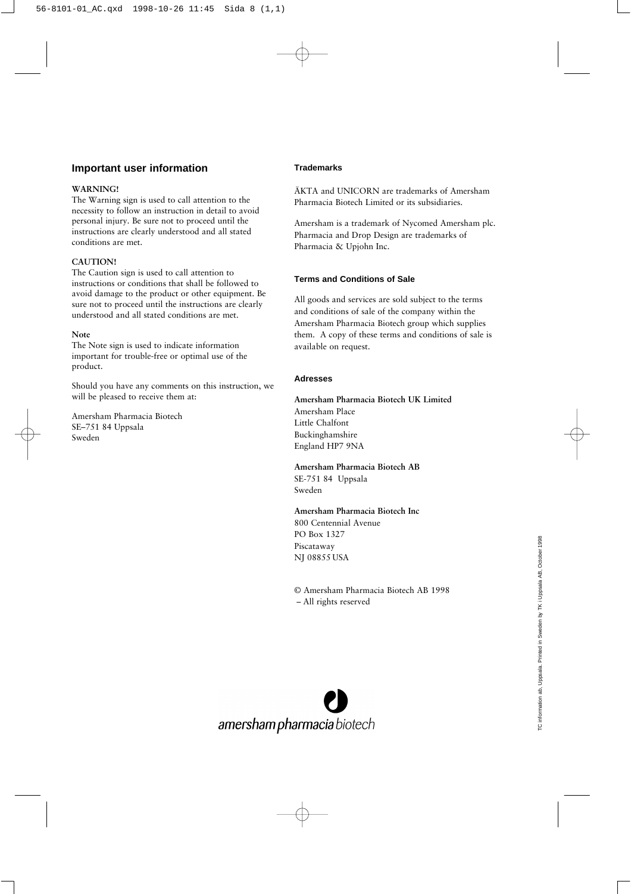## Important user information

**WARNING!**

The Warning sign is used to call attention to the necessity to follow an instruction in detail to avoid personal injury. Be sure not to proceed until the instructions are clearly understood and all stated conditions are met.

**CAUTION!**

The Caution sign is used to call attention to instructions or conditions that shall be followed to avoid damage to the product or other equipment. Be sure not to proceed until the instructions are clearly understood and all stated conditions are met.

**Note**

The Note sign is used to indicate information important for trouble-free or optimal use of the product.

Should you have any comments on this instruction, we will be pleased to receive them at:

Amersham Pharmacia Biotech
SE–751 84 Uppsala
Sweden

### Trademarks

ÄKTA and UNICORN are trademarks of Amersham Pharmacia Biotech Limited or its subsidiaries.

Amersham is a trademark of Nycomed Amersham plc. Pharmacia and Drop Design are trademarks of Pharmacia & Upjohn Inc.

### Terms and Conditions of Sale

All goods and services are sold subject to the terms and conditions of sale of the company within the Amersham Pharmacia Biotech group which supplies them. A copy of these terms and conditions of sale is available on request.

### Adresses

**Amersham Pharmacia Biotech UK Limited**
Amersham Place
Little Chalfont
Buckinghamshire
England HP7 9NA

**Amersham Pharmacia Biotech AB**
SE-751 84 Uppsala
Sweden

**Amersham Pharmacia Biotech Inc**
800 Centennial Avenue
PO Box 1327
Piscataway
NJ 08855 USA

© Amersham Pharmacia Biotech AB 1998
– All rights reserved

amersham pharmacia biotech

TC information ab, Uppsala. Printed in Sweden by TK i Uppsala AB, October 1998